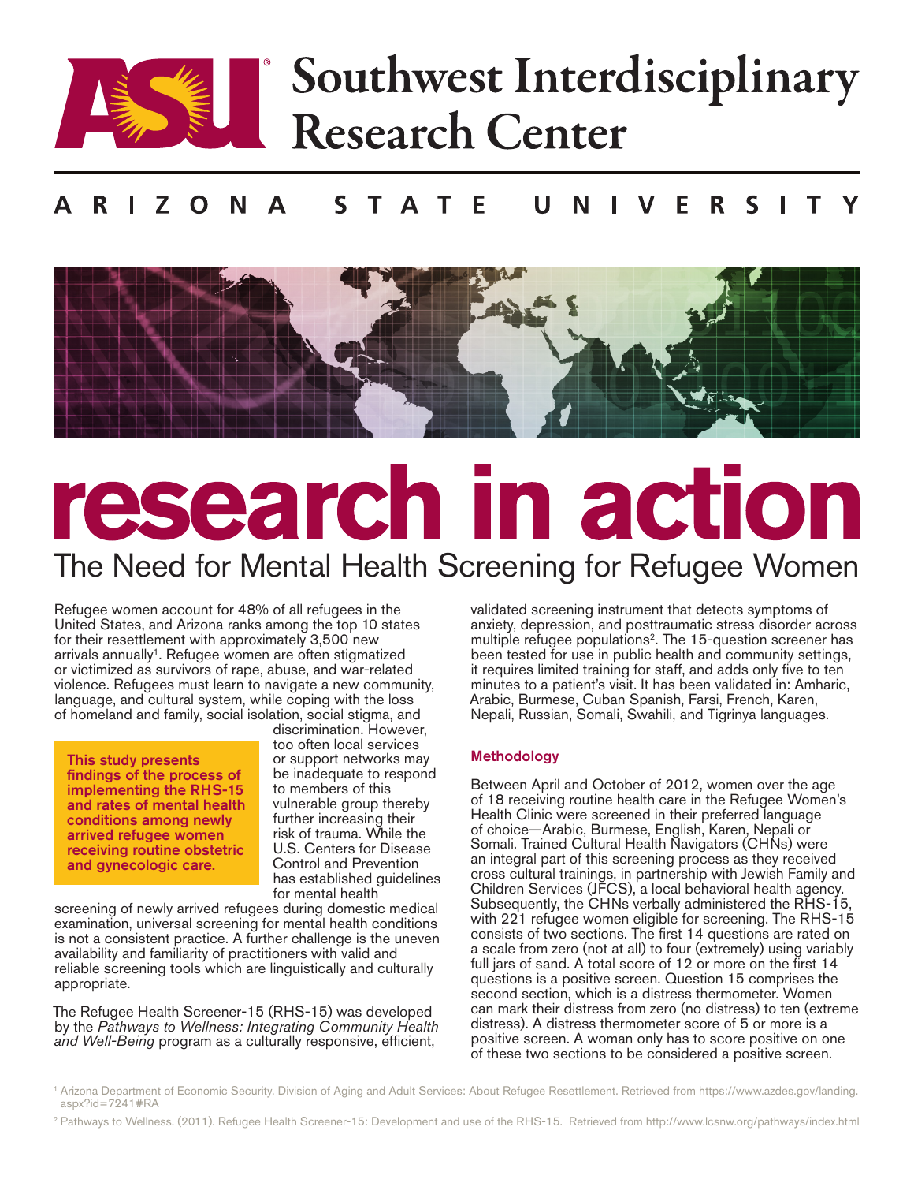# Southwest Interdisciplinary Research Center

ARIZONA STATE UNIVERSITY

# research in action

## The Need for Mental Health Screening for Refugee Women

Refugee women account for 48% of all refugees in the United States, and Arizona ranks among the top 10 states for their resettlement with approximately 3,500 new arrivals annually[1]. Refugee women are often stigmatized or victimized as survivors of rape, abuse, and war-related violence. Refugees must learn to navigate a new community, language, and cultural system, while coping with the loss of homeland and family, social isolation, social stigma, and discrimination. However, too often local services or support networks may be inadequate to respond to members of this vulnerable group thereby further increasing their risk of trauma. While the U.S. Centers for Disease Control and Prevention has established guidelines for mental health screening of newly arrived refugees during domestic medical examination, universal screening for mental health conditions is not a consistent practice. A further challenge is the uneven availability and familiarity of practitioners with valid and reliable screening tools which are linguistically and culturally appropriate.

**This study presents findings of the process of implementing the RHS-15 and rates of mental health conditions among newly arrived refugee women receiving routine obstetric and gynecologic care.**

The Refugee Health Screener-15 (RHS-15) was developed by the *Pathways to Wellness: Integrating Community Health and Well-Being* program as a culturally responsive, efficient, validated screening instrument that detects symptoms of anxiety, depression, and posttraumatic stress disorder across multiple refugee populations[2]. The 15-question screener has been tested for use in public health and community settings, it requires limited training for staff, and adds only five to ten minutes to a patient's visit. It has been validated in: Amharic, Arabic, Burmese, Cuban Spanish, Farsi, French, Karen, Nepali, Russian, Somali, Swahili, and Tigrinya languages.

### Methodology

Between April and October of 2012, women over the age of 18 receiving routine health care in the Refugee Women's Health Clinic were screened in their preferred language of choice—Arabic, Burmese, English, Karen, Nepali or Somali. Trained Cultural Health Navigators (CHNs) were an integral part of this screening process as they received cross cultural trainings, in partnership with Jewish Family and Children Services (JFCS), a local behavioral health agency. Subsequently, the CHNs verbally administered the RHS-15, with 221 refugee women eligible for screening. The RHS-15 consists of two sections. The first 14 questions are rated on a scale from zero (not at all) to four (extremely) using variably full jars of sand. A total score of 12 or more on the first 14 questions is a positive screen. Question 15 comprises the second section, which is a distress thermometer. Women can mark their distress from zero (no distress) to ten (extreme distress). A distress thermometer score of 5 or more is a positive screen. A woman only has to score positive on one of these two sections to be considered a positive screen.

[1] Arizona Department of Economic Security. Division of Aging and Adult Services: About Refugee Resettlement. Retrieved from https://www.azdes.gov/landing.aspx?id=7241#RA

[2] Pathways to Wellness. (2011). Refugee Health Screener-15: Development and use of the RHS-15. Retrieved from http://www.lcsnw.org/pathways/index.html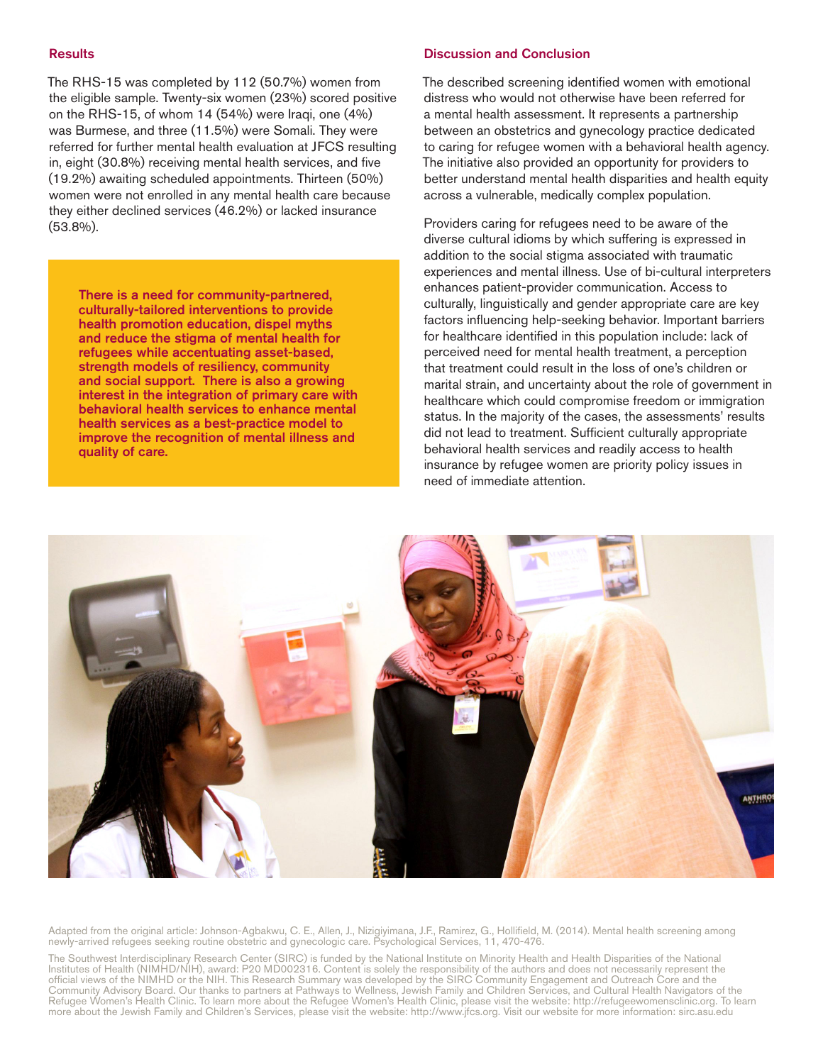## Results

The RHS-15 was completed by 112 (50.7%) women from the eligible sample. Twenty-six women (23%) scored positive on the RHS-15, of whom 14 (54%) were Iraqi, one (4%) was Burmese, and three (11.5%) were Somali. They were referred for further mental health evaluation at JFCS resulting in, eight (30.8%) receiving mental health services, and five (19.2%) awaiting scheduled appointments. Thirteen (50%) women were not enrolled in any mental health care because they either declined services (46.2%) or lacked insurance (53.8%).

**There is a need for community-partnered, culturally-tailored interventions to provide health promotion education, dispel myths and reduce the stigma of mental health for refugees while accentuating asset-based, strength models of resiliency, community and social support. There is also a growing interest in the integration of primary care with behavioral health services to enhance mental health services as a best-practice model to improve the recognition of mental illness and quality of care.**

## Discussion and Conclusion

The described screening identified women with emotional distress who would not otherwise have been referred for a mental health assessment. It represents a partnership between an obstetrics and gynecology practice dedicated to caring for refugee women with a behavioral health agency. The initiative also provided an opportunity for providers to better understand mental health disparities and health equity across a vulnerable, medically complex population.

Providers caring for refugees need to be aware of the diverse cultural idioms by which suffering is expressed in addition to the social stigma associated with traumatic experiences and mental illness. Use of bi-cultural interpreters enhances patient-provider communication. Access to culturally, linguistically and gender appropriate care are key factors influencing help-seeking behavior. Important barriers for healthcare identified in this population include: lack of perceived need for mental health treatment, a perception that treatment could result in the loss of one's children or marital strain, and uncertainty about the role of government in healthcare which could compromise freedom or immigration status. In the majority of the cases, the assessments' results did not lead to treatment. Sufficient culturally appropriate behavioral health services and readily access to health insurance by refugee women are priority policy issues in need of immediate attention.

Adapted from the original article: Johnson-Agbakwu, C. E., Allen, J., Nizigiyimana, J.F., Ramirez, G., Hollifield, M. (2014). Mental health screening among newly-arrived refugees seeking routine obstetric and gynecologic care. Psychological Services, 11, 470-476.

The Southwest Interdisciplinary Research Center (SIRC) is funded by the National Institute on Minority Health and Health Disparities of the National Institutes of Health (NIMHD/NIH), award: P20 MD002316. Content is solely the responsibility of the authors and does not necessarily represent the official views of the NIMHD or the NIH. This Research Summary was developed by the SIRC Community Engagement and Outreach Core and the Community Advisory Board. Our thanks to partners at Pathways to Wellness, Jewish Family and Children Services, and Cultural Health Navigators of the Refugee Women's Health Clinic. To learn more about the Refugee Women's Health Clinic, please visit the website: http://refugeewomensclinic.org. To learn more about the Jewish Family and Children's Services, please visit the website: http://www.jfcs.org. Visit our website for more information: sirc.asu.edu